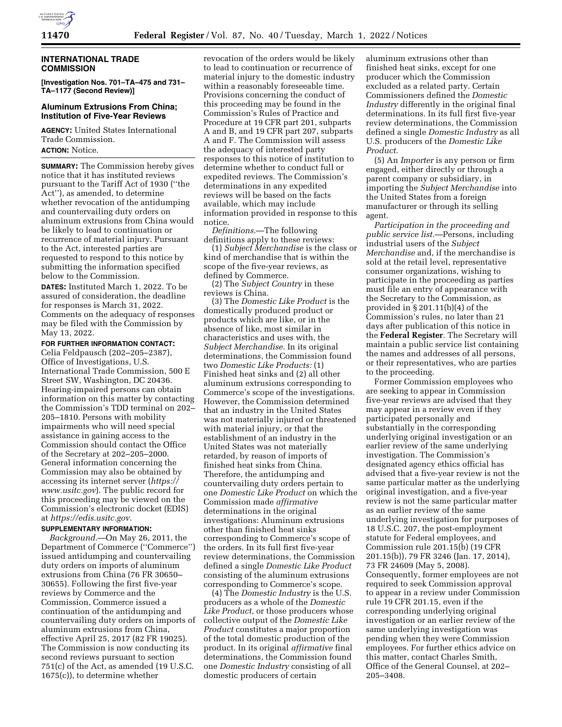## INTERNATIONAL TRADE COMMISSION

**[Investigation Nos. 701–TA–475 and 731–TA–1177 (Second Review)]**

### Aluminum Extrusions From China; Institution of Five-Year Reviews

**AGENCY:** United States International Trade Commission.

**ACTION:** Notice.

**SUMMARY:** The Commission hereby gives notice that it has instituted reviews pursuant to the Tariff Act of 1930 (''the Act''), as amended, to determine whether revocation of the antidumping and countervailing duty orders on aluminum extrusions from China would be likely to lead to continuation or recurrence of material injury. Pursuant to the Act, interested parties are requested to respond to this notice by submitting the information specified below to the Commission.

**DATES:** Instituted March 1, 2022. To be assured of consideration, the deadline for responses is March 31, 2022. Comments on the adequacy of responses may be filed with the Commission by May 13, 2022.

**FOR FURTHER INFORMATION CONTACT:** Celia Feldpausch (202–205–2387), Office of Investigations, U.S. International Trade Commission, 500 E Street SW, Washington, DC 20436. Hearing-impaired persons can obtain information on this matter by contacting the Commission's TDD terminal on 202–205–1810. Persons with mobility impairments who will need special assistance in gaining access to the Commission should contact the Office of the Secretary at 202–205–2000. General information concerning the Commission may also be obtained by accessing its internet server (*https://www.usitc.gov*). The public record for this proceeding may be viewed on the Commission's electronic docket (EDIS) at *https://edis.usitc.gov.*

**SUPPLEMENTARY INFORMATION:**

*Background.*—On May 26, 2011, the Department of Commerce (''Commerce'') issued antidumping and countervailing duty orders on imports of aluminum extrusions from China (76 FR 30650–30655). Following the first five-year reviews by Commerce and the Commission, Commerce issued a continuation of the antidumping and countervailing duty orders on imports of aluminum extrusions from China, effective April 25, 2017 (82 FR 19025). The Commission is now conducting its second reviews pursuant to section 751(c) of the Act, as amended (19 U.S.C. 1675(c)), to determine whether revocation of the orders would be likely to lead to continuation or recurrence of material injury to the domestic industry within a reasonably foreseeable time. Provisions concerning the conduct of this proceeding may be found in the Commission's Rules of Practice and Procedure at 19 CFR part 201, subparts A and B, and 19 CFR part 207, subparts A and F. The Commission will assess the adequacy of interested party responses to this notice of institution to determine whether to conduct full or expedited reviews. The Commission's determinations in any expedited reviews will be based on the facts available, which may include information provided in response to this notice.

*Definitions.*—The following definitions apply to these reviews:

(1) *Subject Merchandise* is the class or kind of merchandise that is within the scope of the five-year reviews, as defined by Commerce.

(2) The *Subject Country* in these reviews is China.

(3) The *Domestic Like Product* is the domestically produced product or products which are like, or in the absence of like, most similar in characteristics and uses with, the *Subject Merchandise.* In its original determinations, the Commission found two *Domestic Like Products:* (1) Finished heat sinks and (2) all other aluminum extrusions corresponding to Commerce's scope of the investigations. However, the Commission determined that an industry in the United States was not materially injured or threatened with material injury, or that the establishment of an industry in the United States was not materially retarded, by reason of imports of finished heat sinks from China. Therefore, the antidumping and countervailing duty orders pertain to one *Domestic Like Product* on which the Commission made *affirmative* determinations in the original investigations: Aluminum extrusions other than finished heat sinks corresponding to Commerce's scope of the orders. In its full first five-year review determinations, the Commission defined a single *Domestic Like Product* consisting of the aluminum extrusions corresponding to Commerce's scope.

(4) The *Domestic Industry* is the U.S. producers as a whole of the *Domestic Like Product,* or those producers whose collective output of the *Domestic Like Product* constitutes a major proportion of the total domestic production of the product. In its original *affirmative* final determinations, the Commission found one *Domestic Industry* consisting of all domestic producers of certain aluminum extrusions other than finished heat sinks, except for one producer which the Commission excluded as a related party. Certain Commissioners defined the *Domestic Industry* differently in the original final determinations. In its full first five-year review determinations, the Commission defined a single *Domestic Industry* as all U.S. producers of the *Domestic Like Product.*

(5) An *Importer* is any person or firm engaged, either directly or through a parent company or subsidiary, in importing the *Subject Merchandise* into the United States from a foreign manufacturer or through its selling agent.

*Participation in the proceeding and public service list.*—Persons, including industrial users of the *Subject Merchandise* and, if the merchandise is sold at the retail level, representative consumer organizations, wishing to participate in the proceeding as parties must file an entry of appearance with the Secretary to the Commission, as provided in § 201.11(b)(4) of the Commission's rules, no later than 21 days after publication of this notice in the **Federal Register**. The Secretary will maintain a public service list containing the names and addresses of all persons, or their representatives, who are parties to the proceeding.

Former Commission employees who are seeking to appear in Commission five-year reviews are advised that they may appear in a review even if they participated personally and substantially in the corresponding underlying original investigation or an earlier review of the same underlying investigation. The Commission's designated agency ethics official has advised that a five-year review is not the same particular matter as the underlying original investigation, and a five-year review is not the same particular matter as an earlier review of the same underlying investigation for purposes of 18 U.S.C. 207, the post-employment statute for Federal employees, and Commission rule 201.15(b) (19 CFR 201.15(b)), 79 FR 3246 (Jan. 17, 2014), 73 FR 24609 (May 5, 2008). Consequently, former employees are not required to seek Commission approval to appear in a review under Commission rule 19 CFR 201.15, even if the corresponding underlying original investigation or an earlier review of the same underlying investigation was pending when they were Commission employees. For further ethics advice on this matter, contact Charles Smith, Office of the General Counsel, at 202–205–3408.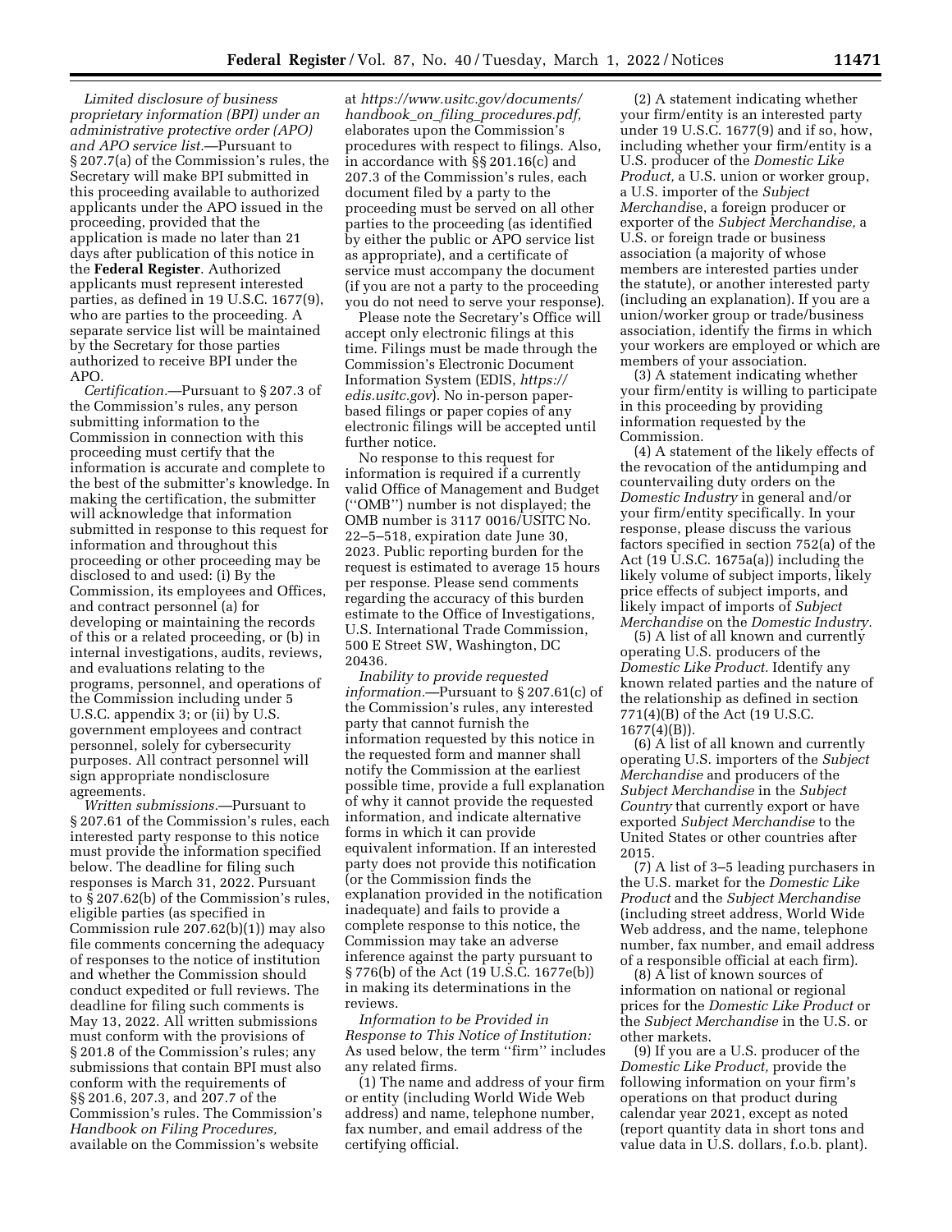*Limited disclosure of business proprietary information (BPI) under an administrative protective order (APO) and APO service list.*—Pursuant to § 207.7(a) of the Commission's rules, the Secretary will make BPI submitted in this proceeding available to authorized applicants under the APO issued in the proceeding, provided that the application is made no later than 21 days after publication of this notice in the **Federal Register**. Authorized applicants must represent interested parties, as defined in 19 U.S.C. 1677(9), who are parties to the proceeding. A separate service list will be maintained by the Secretary for those parties authorized to receive BPI under the APO.

*Certification.*—Pursuant to § 207.3 of the Commission's rules, any person submitting information to the Commission in connection with this proceeding must certify that the information is accurate and complete to the best of the submitter's knowledge. In making the certification, the submitter will acknowledge that information submitted in response to this request for information and throughout this proceeding or other proceeding may be disclosed to and used: (i) By the Commission, its employees and Offices, and contract personnel (a) for developing or maintaining the records of this or a related proceeding, or (b) in internal investigations, audits, reviews, and evaluations relating to the programs, personnel, and operations of the Commission including under 5 U.S.C. appendix 3; or (ii) by U.S. government employees and contract personnel, solely for cybersecurity purposes. All contract personnel will sign appropriate nondisclosure agreements.

*Written submissions.*—Pursuant to § 207.61 of the Commission's rules, each interested party response to this notice must provide the information specified below. The deadline for filing such responses is March 31, 2022. Pursuant to § 207.62(b) of the Commission's rules, eligible parties (as specified in Commission rule 207.62(b)(1)) may also file comments concerning the adequacy of responses to the notice of institution and whether the Commission should conduct expedited or full reviews. The deadline for filing such comments is May 13, 2022. All written submissions must conform with the provisions of § 201.8 of the Commission's rules; any submissions that contain BPI must also conform with the requirements of §§ 201.6, 207.3, and 207.7 of the Commission's rules. The Commission's *Handbook on Filing Procedures,* available on the Commission's website at *https://www.usitc.gov/documents/handbook_on_filing_procedures.pdf,* elaborates upon the Commission's procedures with respect to filings. Also, in accordance with §§ 201.16(c) and 207.3 of the Commission's rules, each document filed by a party to the proceeding must be served on all other parties to the proceeding (as identified by either the public or APO service list as appropriate), and a certificate of service must accompany the document (if you are not a party to the proceeding you do not need to serve your response).

Please note the Secretary's Office will accept only electronic filings at this time. Filings must be made through the Commission's Electronic Document Information System (EDIS, *https://edis.usitc.gov*). No in-person paper-based filings or paper copies of any electronic filings will be accepted until further notice.

No response to this request for information is required if a currently valid Office of Management and Budget (''OMB'') number is not displayed; the OMB number is 3117 0016/USITC No. 22–5–518, expiration date June 30, 2023. Public reporting burden for the request is estimated to average 15 hours per response. Please send comments regarding the accuracy of this burden estimate to the Office of Investigations, U.S. International Trade Commission, 500 E Street SW, Washington, DC 20436.

*Inability to provide requested information.*—Pursuant to § 207.61(c) of the Commission's rules, any interested party that cannot furnish the information requested by this notice in the requested form and manner shall notify the Commission at the earliest possible time, provide a full explanation of why it cannot provide the requested information, and indicate alternative forms in which it can provide equivalent information. If an interested party does not provide this notification (or the Commission finds the explanation provided in the notification inadequate) and fails to provide a complete response to this notice, the Commission may take an adverse inference against the party pursuant to § 776(b) of the Act (19 U.S.C. 1677e(b)) in making its determinations in the reviews.

*Information to be Provided in Response to This Notice of Institution:* As used below, the term ''firm'' includes any related firms.

(1) The name and address of your firm or entity (including World Wide Web address) and name, telephone number, fax number, and email address of the certifying official.

(2) A statement indicating whether your firm/entity is an interested party under 19 U.S.C. 1677(9) and if so, how, including whether your firm/entity is a U.S. producer of the *Domestic Like Product,* a U.S. union or worker group, a U.S. importer of the *Subject Merchandise*, a foreign producer or exporter of the *Subject Merchandise,* a U.S. or foreign trade or business association (a majority of whose members are interested parties under the statute), or another interested party (including an explanation). If you are a union/worker group or trade/business association, identify the firms in which your workers are employed or which are members of your association.

(3) A statement indicating whether your firm/entity is willing to participate in this proceeding by providing information requested by the Commission.

(4) A statement of the likely effects of the revocation of the antidumping and countervailing duty orders on the *Domestic Industry* in general and/or your firm/entity specifically. In your response, please discuss the various factors specified in section 752(a) of the Act (19 U.S.C. 1675a(a)) including the likely volume of subject imports, likely price effects of subject imports, and likely impact of imports of *Subject Merchandise* on the *Domestic Industry.*

(5) A list of all known and currently operating U.S. producers of the *Domestic Like Product.* Identify any known related parties and the nature of the relationship as defined in section 771(4)(B) of the Act (19 U.S.C. 1677(4)(B)).

(6) A list of all known and currently operating U.S. importers of the *Subject Merchandise* and producers of the *Subject Merchandise* in the *Subject Country* that currently export or have exported *Subject Merchandise* to the United States or other countries after 2015.

(7) A list of 3–5 leading purchasers in the U.S. market for the *Domestic Like Product* and the *Subject Merchandise* (including street address, World Wide Web address, and the name, telephone number, fax number, and email address of a responsible official at each firm).

(8) A list of known sources of information on national or regional prices for the *Domestic Like Product* or the *Subject Merchandise* in the U.S. or other markets.

(9) If you are a U.S. producer of the *Domestic Like Product,* provide the following information on your firm's operations on that product during calendar year 2021, except as noted (report quantity data in short tons and value data in U.S. dollars, f.o.b. plant).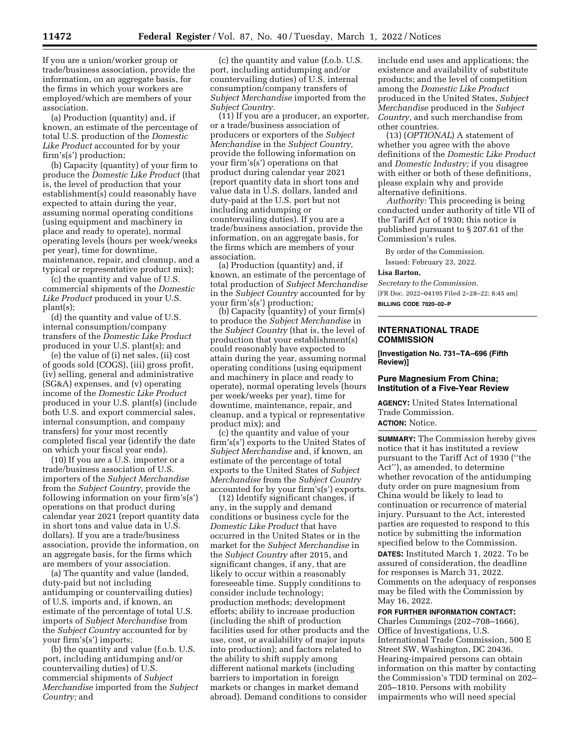If you are a union/worker group or trade/business association, provide the information, on an aggregate basis, for the firms in which your workers are employed/which are members of your association.

(a) Production (quantity) and, if known, an estimate of the percentage of total U.S. production of the *Domestic Like Product* accounted for by your firm's(s') production;

(b) Capacity (quantity) of your firm to produce the *Domestic Like Product* (that is, the level of production that your establishment(s) could reasonably have expected to attain during the year, assuming normal operating conditions (using equipment and machinery in place and ready to operate), normal operating levels (hours per week/weeks per year), time for downtime, maintenance, repair, and cleanup, and a typical or representative product mix);

(c) the quantity and value of U.S. commercial shipments of the *Domestic Like Product* produced in your U.S. plant(s);

(d) the quantity and value of U.S. internal consumption/company transfers of the *Domestic Like Product* produced in your U.S. plant(s); and

(e) the value of (i) net sales, (ii) cost of goods sold (COGS), (iii) gross profit, (iv) selling, general and administrative (SG&A) expenses, and (v) operating income of the *Domestic Like Product* produced in your U.S. plant(s) (include both U.S. and export commercial sales, internal consumption, and company transfers) for your most recently completed fiscal year (identify the date on which your fiscal year ends).

(10) If you are a U.S. importer or a trade/business association of U.S. importers of the *Subject Merchandise* from the *Subject Country,* provide the following information on your firm's(s') operations on that product during calendar year 2021 (report quantity data in short tons and value data in U.S. dollars). If you are a trade/business association, provide the information, on an aggregate basis, for the firms which are members of your association.

(a) The quantity and value (landed, duty-paid but not including antidumping or countervailing duties) of U.S. imports and, if known, an estimate of the percentage of total U.S. imports of *Subject Merchandise* from the *Subject Country* accounted for by your firm's(s') imports;

(b) the quantity and value (f.o.b. U.S. port, including antidumping and/or countervailing duties) of U.S. commercial shipments of *Subject Merchandise* imported from the *Subject Country;* and

(c) the quantity and value (f.o.b. U.S. port, including antidumping and/or countervailing duties) of U.S. internal consumption/company transfers of *Subject Merchandise* imported from the *Subject Country.*

(11) If you are a producer, an exporter, or a trade/business association of producers or exporters of the *Subject Merchandise* in the *Subject Country,* provide the following information on your firm's(s') operations on that product during calendar year 2021 (report quantity data in short tons and value data in U.S. dollars, landed and duty-paid at the U.S. port but not including antidumping or countervailing duties). If you are a trade/business association, provide the information, on an aggregate basis, for the firms which are members of your association.

(a) Production (quantity) and, if known, an estimate of the percentage of total production of *Subject Merchandise* in the *Subject Country* accounted for by your firm's(s') production;

(b) Capacity (quantity) of your firm(s) to produce the *Subject Merchandise* in the *Subject Country* (that is, the level of production that your establishment(s) could reasonably have expected to attain during the year, assuming normal operating conditions (using equipment and machinery in place and ready to operate), normal operating levels (hours per week/weeks per year), time for downtime, maintenance, repair, and cleanup, and a typical or representative product mix); and

(c) the quantity and value of your firm's(s') exports to the United States of *Subject Merchandise* and, if known, an estimate of the percentage of total exports to the United States of *Subject Merchandise* from the *Subject Country* accounted for by your firm's(s') exports.

(12) Identify significant changes, if any, in the supply and demand conditions or business cycle for the *Domestic Like Product* that have occurred in the United States or in the market for the *Subject Merchandise* in the *Subject Country* after 2015, and significant changes, if any, that are likely to occur within a reasonably foreseeable time. Supply conditions to consider include technology; production methods; development efforts; ability to increase production (including the shift of production facilities used for other products and the use, cost, or availability of major inputs into production); and factors related to the ability to shift supply among different national markets (including barriers to importation in foreign markets or changes in market demand abroad). Demand conditions to consider include end uses and applications; the existence and availability of substitute products; and the level of competition among the *Domestic Like Product* produced in the United States, *Subject Merchandise* produced in the *Subject Country,* and such merchandise from other countries.

(13) (*OPTIONAL*) A statement of whether you agree with the above definitions of the *Domestic Like Product* and *Domestic Industry;* if you disagree with either or both of these definitions, please explain why and provide alternative definitions.

*Authority:* This proceeding is being conducted under authority of title VII of the Tariff Act of 1930; this notice is published pursuant to § 207.61 of the Commission's rules.

By order of the Commission.

Issued: February 23, 2022.

**Lisa Barton,**

*Secretary to the Commission.*

[FR Doc. 2022–04195 Filed 2–28–22; 8:45 am]

**BILLING CODE 7020–02–P**

---

## INTERNATIONAL TRADE COMMISSION

**[Investigation No. 731–TA–696 (Fifth Review)]**

## Pure Magnesium From China; Institution of a Five-Year Review

**AGENCY:** United States International Trade Commission.

**ACTION:** Notice.

**SUMMARY:** The Commission hereby gives notice that it has instituted a review pursuant to the Tariff Act of 1930 (''the Act''), as amended, to determine whether revocation of the antidumping duty order on pure magnesium from China would be likely to lead to continuation or recurrence of material injury. Pursuant to the Act, interested parties are requested to respond to this notice by submitting the information specified below to the Commission.

**DATES:** Instituted March 1, 2022. To be assured of consideration, the deadline for responses is March 31, 2022. Comments on the adequacy of responses may be filed with the Commission by May 16, 2022.

**FOR FURTHER INFORMATION CONTACT:** Charles Cummings (202–708–1666), Office of Investigations, U.S. International Trade Commission, 500 E Street SW, Washington, DC 20436. Hearing-impaired persons can obtain information on this matter by contacting the Commission's TDD terminal on 202–205–1810. Persons with mobility impairments who will need special